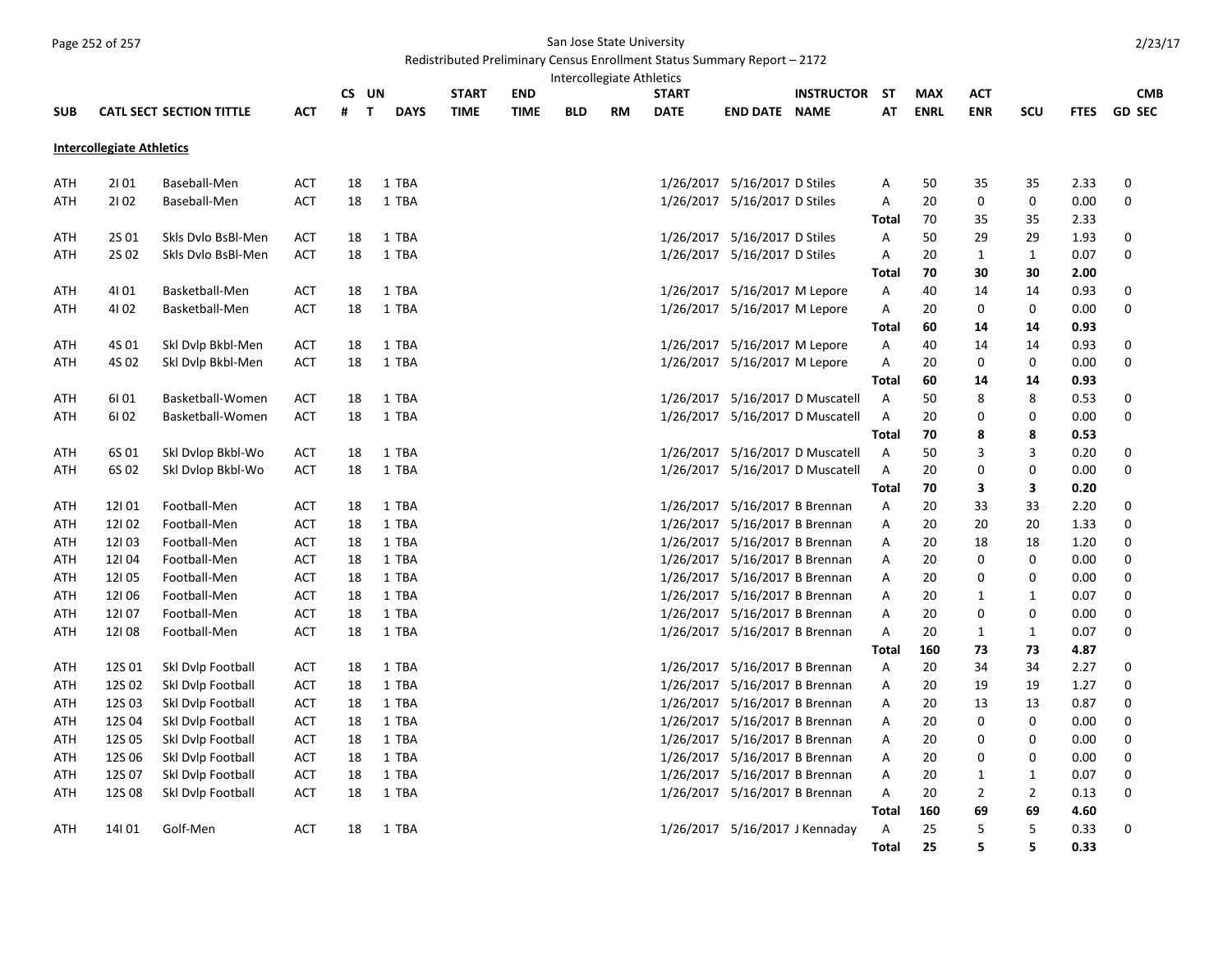San Jose State University

Redistributed Preliminary Census Enrollment Status Summary Report – 2172

Intercollegiate Athletics

| SUB | CATL SECT | SECTION TITTLE | ACT | CS # | UN T | DAYS | START TIME | END TIME | BLD | RM | START DATE | END DATE | INSTRUCTOR NAME | ST AT | MAX ENRL | ACT ENR | SCU | FTES | CMB GD SEC |
|---|---|---|---|---|---|---|---|---|---|---|---|---|---|---|---|---|---|---|---|
| **Intercollegiate Athletics** | | | | | | | | | | | | | | | | | | | |
| ATH | 2I 01 | Baseball-Men | ACT | 18 | 1 | TBA | | | | | 1/26/2017 | 5/16/2017 | D Stiles | A | 50 | 35 | 35 | 2.33 | 0 |
| ATH | 2I 02 | Baseball-Men | ACT | 18 | 1 | TBA | | | | | 1/26/2017 | 5/16/2017 | D Stiles | A | 20 | 0 | 0 | 0.00 | 0 |
| | | | | | | | | | | | | | | Total | 70 | 35 | 35 | 2.33 | |
| ATH | 2S 01 | Skls Dvlo BsBl-Men | ACT | 18 | 1 | TBA | | | | | 1/26/2017 | 5/16/2017 | D Stiles | A | 50 | 29 | 29 | 1.93 | 0 |
| ATH | 2S 02 | Skls Dvlo BsBl-Men | ACT | 18 | 1 | TBA | | | | | 1/26/2017 | 5/16/2017 | D Stiles | A | 20 | 1 | 1 | 0.07 | 0 |
| | | | | | | | | | | | | | | **Total** | **70** | **30** | **30** | **2.00** | |
| ATH | 4I 01 | Basketball-Men | ACT | 18 | 1 | TBA | | | | | 1/26/2017 | 5/16/2017 | M Lepore | A | 40 | 14 | 14 | 0.93 | 0 |
| ATH | 4I 02 | Basketball-Men | ACT | 18 | 1 | TBA | | | | | 1/26/2017 | 5/16/2017 | M Lepore | A | 20 | 0 | 0 | 0.00 | 0 |
| | | | | | | | | | | | | | | **Total** | **60** | **14** | **14** | **0.93** | |
| ATH | 4S 01 | Skl Dvlp Bkbl-Men | ACT | 18 | 1 | TBA | | | | | 1/26/2017 | 5/16/2017 | M Lepore | A | 40 | 14 | 14 | 0.93 | 0 |
| ATH | 4S 02 | Skl Dvlp Bkbl-Men | ACT | 18 | 1 | TBA | | | | | 1/26/2017 | 5/16/2017 | M Lepore | A | 20 | 0 | 0 | 0.00 | 0 |
| | | | | | | | | | | | | | | **Total** | **60** | **14** | **14** | **0.93** | |
| ATH | 6I 01 | Basketball-Women | ACT | 18 | 1 | TBA | | | | | 1/26/2017 | 5/16/2017 | D Muscatell | A | 50 | 8 | 8 | 0.53 | 0 |
| ATH | 6I 02 | Basketball-Women | ACT | 18 | 1 | TBA | | | | | 1/26/2017 | 5/16/2017 | D Muscatell | A | 20 | 0 | 0 | 0.00 | 0 |
| | | | | | | | | | | | | | | **Total** | **70** | **8** | **8** | **0.53** | |
| ATH | 6S 01 | Skl Dvlop Bkbl-Wo | ACT | 18 | 1 | TBA | | | | | 1/26/2017 | 5/16/2017 | D Muscatell | A | 50 | 3 | 3 | 0.20 | 0 |
| ATH | 6S 02 | Skl Dvlop Bkbl-Wo | ACT | 18 | 1 | TBA | | | | | 1/26/2017 | 5/16/2017 | D Muscatell | A | 20 | 0 | 0 | 0.00 | 0 |
| | | | | | | | | | | | | | | **Total** | **70** | **3** | **3** | **0.20** | |
| ATH | 12I 01 | Football-Men | ACT | 18 | 1 | TBA | | | | | 1/26/2017 | 5/16/2017 | B Brennan | A | 20 | 33 | 33 | 2.20 | 0 |
| ATH | 12I 02 | Football-Men | ACT | 18 | 1 | TBA | | | | | 1/26/2017 | 5/16/2017 | B Brennan | A | 20 | 20 | 20 | 1.33 | 0 |
| ATH | 12I 03 | Football-Men | ACT | 18 | 1 | TBA | | | | | 1/26/2017 | 5/16/2017 | B Brennan | A | 20 | 18 | 18 | 1.20 | 0 |
| ATH | 12I 04 | Football-Men | ACT | 18 | 1 | TBA | | | | | 1/26/2017 | 5/16/2017 | B Brennan | A | 20 | 0 | 0 | 0.00 | 0 |
| ATH | 12I 05 | Football-Men | ACT | 18 | 1 | TBA | | | | | 1/26/2017 | 5/16/2017 | B Brennan | A | 20 | 0 | 0 | 0.00 | 0 |
| ATH | 12I 06 | Football-Men | ACT | 18 | 1 | TBA | | | | | 1/26/2017 | 5/16/2017 | B Brennan | A | 20 | 1 | 1 | 0.07 | 0 |
| ATH | 12I 07 | Football-Men | ACT | 18 | 1 | TBA | | | | | 1/26/2017 | 5/16/2017 | B Brennan | A | 20 | 0 | 0 | 0.00 | 0 |
| ATH | 12I 08 | Football-Men | ACT | 18 | 1 | TBA | | | | | 1/26/2017 | 5/16/2017 | B Brennan | A | 20 | 1 | 1 | 0.07 | 0 |
| | | | | | | | | | | | | | | **Total** | **160** | **73** | **73** | **4.87** | |
| ATH | 12S 01 | Skl Dvlp Football | ACT | 18 | 1 | TBA | | | | | 1/26/2017 | 5/16/2017 | B Brennan | A | 20 | 34 | 34 | 2.27 | 0 |
| ATH | 12S 02 | Skl Dvlp Football | ACT | 18 | 1 | TBA | | | | | 1/26/2017 | 5/16/2017 | B Brennan | A | 20 | 19 | 19 | 1.27 | 0 |
| ATH | 12S 03 | Skl Dvlp Football | ACT | 18 | 1 | TBA | | | | | 1/26/2017 | 5/16/2017 | B Brennan | A | 20 | 13 | 13 | 0.87 | 0 |
| ATH | 12S 04 | Skl Dvlp Football | ACT | 18 | 1 | TBA | | | | | 1/26/2017 | 5/16/2017 | B Brennan | A | 20 | 0 | 0 | 0.00 | 0 |
| ATH | 12S 05 | Skl Dvlp Football | ACT | 18 | 1 | TBA | | | | | 1/26/2017 | 5/16/2017 | B Brennan | A | 20 | 0 | 0 | 0.00 | 0 |
| ATH | 12S 06 | Skl Dvlp Football | ACT | 18 | 1 | TBA | | | | | 1/26/2017 | 5/16/2017 | B Brennan | A | 20 | 0 | 0 | 0.00 | 0 |
| ATH | 12S 07 | Skl Dvlp Football | ACT | 18 | 1 | TBA | | | | | 1/26/2017 | 5/16/2017 | B Brennan | A | 20 | 1 | 1 | 0.07 | 0 |
| ATH | 12S 08 | Skl Dvlp Football | ACT | 18 | 1 | TBA | | | | | 1/26/2017 | 5/16/2017 | B Brennan | A | 20 | 2 | 2 | 0.13 | 0 |
| | | | | | | | | | | | | | | **Total** | **160** | **69** | **69** | **4.60** | |
| ATH | 14I 01 | Golf-Men | ACT | 18 | 1 | TBA | | | | | 1/26/2017 | 5/16/2017 | J Kennaday | A | 25 | 5 | 5 | 0.33 | 0 |
| | | | | | | | | | | | | | | **Total** | **25** | **5** | **5** | **0.33** | |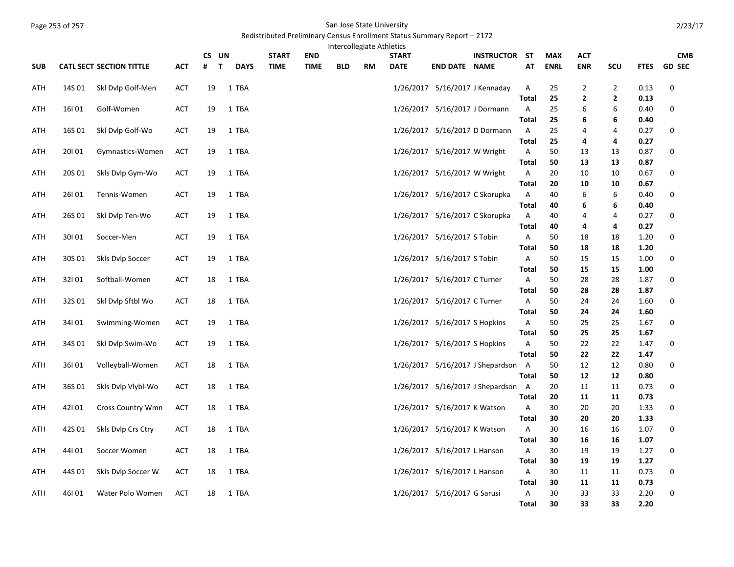San Jose State University

Redistributed Preliminary Census Enrollment Status Summary Report – 2172

Intercollegiate Athletics

| SUB | CATL SECT | SECTION TITTLE | ACT | CS # | UN T | DAYS | START TIME | END TIME | BLD | RM | START DATE | END DATE | INSTRUCTOR NAME | ST AT | MAX ENRL | ACT ENR | SCU | FTES | GD | CMB SEC |
|---|---|---|---|---|---|---|---|---|---|---|---|---|---|---|---|---|---|---|---|---|
| ATH | 14S 01 | Skl Dvlp Golf-Men | ACT | 19 | 1 | TBA | | | | | 1/26/2017 | 5/16/2017 | J Kennaday | A | 25 | 2 | 2 | 0.13 | 0 | |
| | | | | | | | | | | | | | | **Total** | **25** | **2** | **2** | **0.13** | | |
| ATH | 16I 01 | Golf-Women | ACT | 19 | 1 | TBA | | | | | 1/26/2017 | 5/16/2017 | J Dormann | A | 25 | 6 | 6 | 0.40 | 0 | |
| | | | | | | | | | | | | | | **Total** | **25** | **6** | **6** | **0.40** | | |
| ATH | 16S 01 | Skl Dvlp Golf-Wo | ACT | 19 | 1 | TBA | | | | | 1/26/2017 | 5/16/2017 | D Dormann | A | 25 | 4 | 4 | 0.27 | 0 | |
| | | | | | | | | | | | | | | **Total** | **25** | **4** | **4** | **0.27** | | |
| ATH | 20I 01 | Gymnastics-Women | ACT | 19 | 1 | TBA | | | | | 1/26/2017 | 5/16/2017 | W Wright | A | 50 | 13 | 13 | 0.87 | 0 | |
| | | | | | | | | | | | | | | **Total** | **50** | **13** | **13** | **0.87** | | |
| ATH | 20S 01 | Skls Dvlp Gym-Wo | ACT | 19 | 1 | TBA | | | | | 1/26/2017 | 5/16/2017 | W Wright | A | 20 | 10 | 10 | 0.67 | 0 | |
| | | | | | | | | | | | | | | **Total** | **20** | **10** | **10** | **0.67** | | |
| ATH | 26I 01 | Tennis-Women | ACT | 19 | 1 | TBA | | | | | 1/26/2017 | 5/16/2017 | C Skorupka | A | 40 | 6 | 6 | 0.40 | 0 | |
| | | | | | | | | | | | | | | **Total** | **40** | **6** | **6** | **0.40** | | |
| ATH | 26S 01 | Skl Dvlp Ten-Wo | ACT | 19 | 1 | TBA | | | | | 1/26/2017 | 5/16/2017 | C Skorupka | A | 40 | 4 | 4 | 0.27 | 0 | |
| | | | | | | | | | | | | | | **Total** | **40** | **4** | **4** | **0.27** | | |
| ATH | 30I 01 | Soccer-Men | ACT | 19 | 1 | TBA | | | | | 1/26/2017 | 5/16/2017 | S Tobin | A | 50 | 18 | 18 | 1.20 | 0 | |
| | | | | | | | | | | | | | | **Total** | **50** | **18** | **18** | **1.20** | | |
| ATH | 30S 01 | Skls Dvlp Soccer | ACT | 19 | 1 | TBA | | | | | 1/26/2017 | 5/16/2017 | S Tobin | A | 50 | 15 | 15 | 1.00 | 0 | |
| | | | | | | | | | | | | | | **Total** | **50** | **15** | **15** | **1.00** | | |
| ATH | 32I 01 | Softball-Women | ACT | 18 | 1 | TBA | | | | | 1/26/2017 | 5/16/2017 | C Turner | A | 50 | 28 | 28 | 1.87 | 0 | |
| | | | | | | | | | | | | | | **Total** | **50** | **28** | **28** | **1.87** | | |
| ATH | 32S 01 | Skl Dvlp Sftbl Wo | ACT | 18 | 1 | TBA | | | | | 1/26/2017 | 5/16/2017 | C Turner | A | 50 | 24 | 24 | 1.60 | 0 | |
| | | | | | | | | | | | | | | **Total** | **50** | **24** | **24** | **1.60** | | |
| ATH | 34I 01 | Swimming-Women | ACT | 19 | 1 | TBA | | | | | 1/26/2017 | 5/16/2017 | S Hopkins | A | 50 | 25 | 25 | 1.67 | 0 | |
| | | | | | | | | | | | | | | **Total** | **50** | **25** | **25** | **1.67** | | |
| ATH | 34S 01 | Skl Dvlp Swim-Wo | ACT | 19 | 1 | TBA | | | | | 1/26/2017 | 5/16/2017 | S Hopkins | A | 50 | 22 | 22 | 1.47 | 0 | |
| | | | | | | | | | | | | | | **Total** | **50** | **22** | **22** | **1.47** | | |
| ATH | 36I 01 | Volleyball-Women | ACT | 18 | 1 | TBA | | | | | 1/26/2017 | 5/16/2017 | J Shepardson | A | 50 | 12 | 12 | 0.80 | 0 | |
| | | | | | | | | | | | | | | **Total** | **50** | **12** | **12** | **0.80** | | |
| ATH | 36S 01 | Skls Dvlp Vlybl-Wo | ACT | 18 | 1 | TBA | | | | | 1/26/2017 | 5/16/2017 | J Shepardson | A | 20 | 11 | 11 | 0.73 | 0 | |
| | | | | | | | | | | | | | | **Total** | **20** | **11** | **11** | **0.73** | | |
| ATH | 42I 01 | Cross Country Wmn | ACT | 18 | 1 | TBA | | | | | 1/26/2017 | 5/16/2017 | K Watson | A | 30 | 20 | 20 | 1.33 | 0 | |
| | | | | | | | | | | | | | | **Total** | **30** | **20** | **20** | **1.33** | | |
| ATH | 42S 01 | Skls Dvlp Crs Ctry | ACT | 18 | 1 | TBA | | | | | 1/26/2017 | 5/16/2017 | K Watson | A | 30 | 16 | 16 | 1.07 | 0 | |
| | | | | | | | | | | | | | | **Total** | **30** | **16** | **16** | **1.07** | | |
| ATH | 44I 01 | Soccer Women | ACT | 18 | 1 | TBA | | | | | 1/26/2017 | 5/16/2017 | L Hanson | A | 30 | 19 | 19 | 1.27 | 0 | |
| | | | | | | | | | | | | | | **Total** | **30** | **19** | **19** | **1.27** | | |
| ATH | 44S 01 | Skls Dvlp Soccer W | ACT | 18 | 1 | TBA | | | | | 1/26/2017 | 5/16/2017 | L Hanson | A | 30 | 11 | 11 | 0.73 | 0 | |
| | | | | | | | | | | | | | | **Total** | **30** | **11** | **11** | **0.73** | | |
| ATH | 46I 01 | Water Polo Women | ACT | 18 | 1 | TBA | | | | | 1/26/2017 | 5/16/2017 | G Sarusi | A | 30 | 33 | 33 | 2.20 | 0 | |
| | | | | | | | | | | | | | | **Total** | **30** | **33** | **33** | **2.20** | | |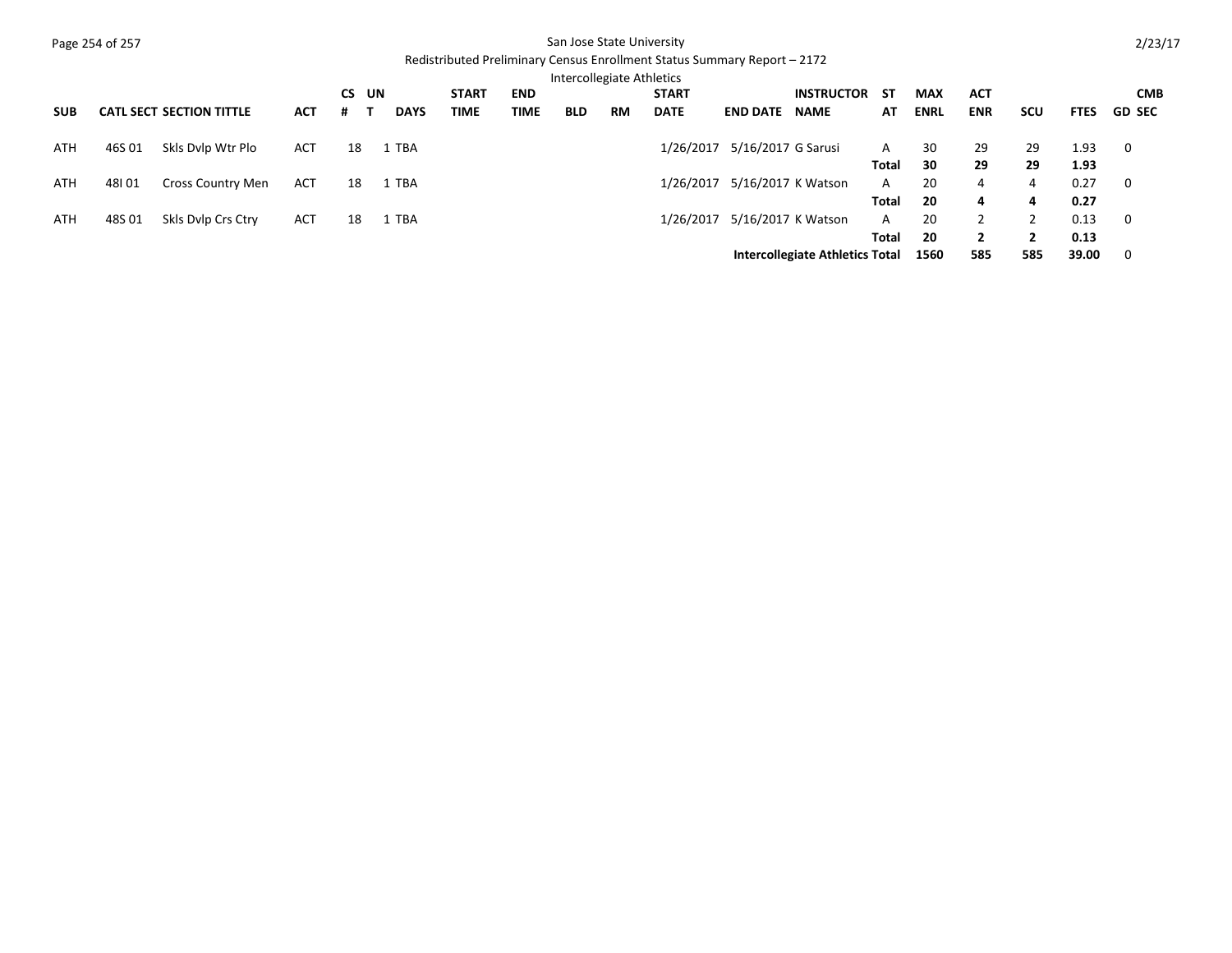San Jose State University

Redistributed Preliminary Census Enrollment Status Summary Report – 2172

Intercollegiate Athletics

| SUB | CATL | SECT | SECTION TITTLE | ACT | CS # | UN T | DAYS | START TIME | END TIME | BLD | RM | START DATE | END DATE | INSTRUCTOR NAME | ST AT | MAX ENRL | ACT ENR | SCU | FTES | GD | CMB SEC |
|---|---|---|---|---|---|---|---|---|---|---|---|---|---|---|---|---|---|---|---|---|---|
| ATH | 46S | 01 | Skls Dvlp Wtr Plo | ACT | 18 | 1 | TBA | | | | | 1/26/2017 | 5/16/2017 | G Sarusi | A | 30 | 29 | 29 | 1.93 | 0 | |
| | | | | | | | | | | | | | | | **Total** | **30** | **29** | **29** | **1.93** | | |
| ATH | 48I | 01 | Cross Country Men | ACT | 18 | 1 | TBA | | | | | 1/26/2017 | 5/16/2017 | K Watson | A | 20 | 4 | 4 | 0.27 | 0 | |
| | | | | | | | | | | | | | | | **Total** | **20** | **4** | **4** | **0.27** | | |
| ATH | 48S | 01 | Skls Dvlp Crs Ctry | ACT | 18 | 1 | TBA | | | | | 1/26/2017 | 5/16/2017 | K Watson | A | 20 | 2 | 2 | 0.13 | 0 | |
| | | | | | | | | | | | | | | | **Total** | **20** | **2** | **2** | **0.13** | | |
| | | | | | | | | | | | | | | **Intercollegiate Athletics Total** | | **1560** | **585** | **585** | **39.00** | 0 | |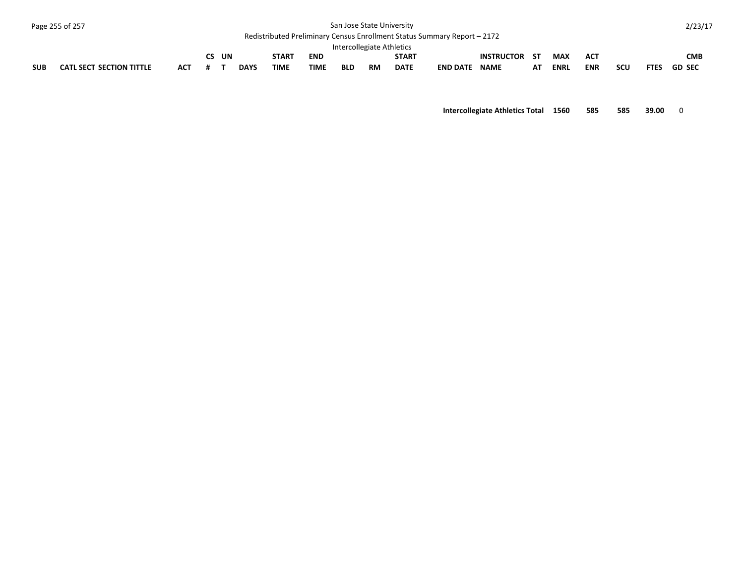| SUB | CATL SECT SECTION TITTLE | ACT | CS # | UNT | DAYS | START TIME | END TIME | BLD | RM | START DATE | END DATE | INSTRUCTOR NAME | STAT | MAX ENRL | ACT ENR | SCU | FTES | GD | CMB SEC |
|---|---|---|---|---|---|---|---|---|---|---|---|---|---|---|---|---|---|---|---|
| | | | | | | | | | | | | **Intercollegiate Athletics Total** | | **1560** | **585** | **585** | **39.00** | | 0 |